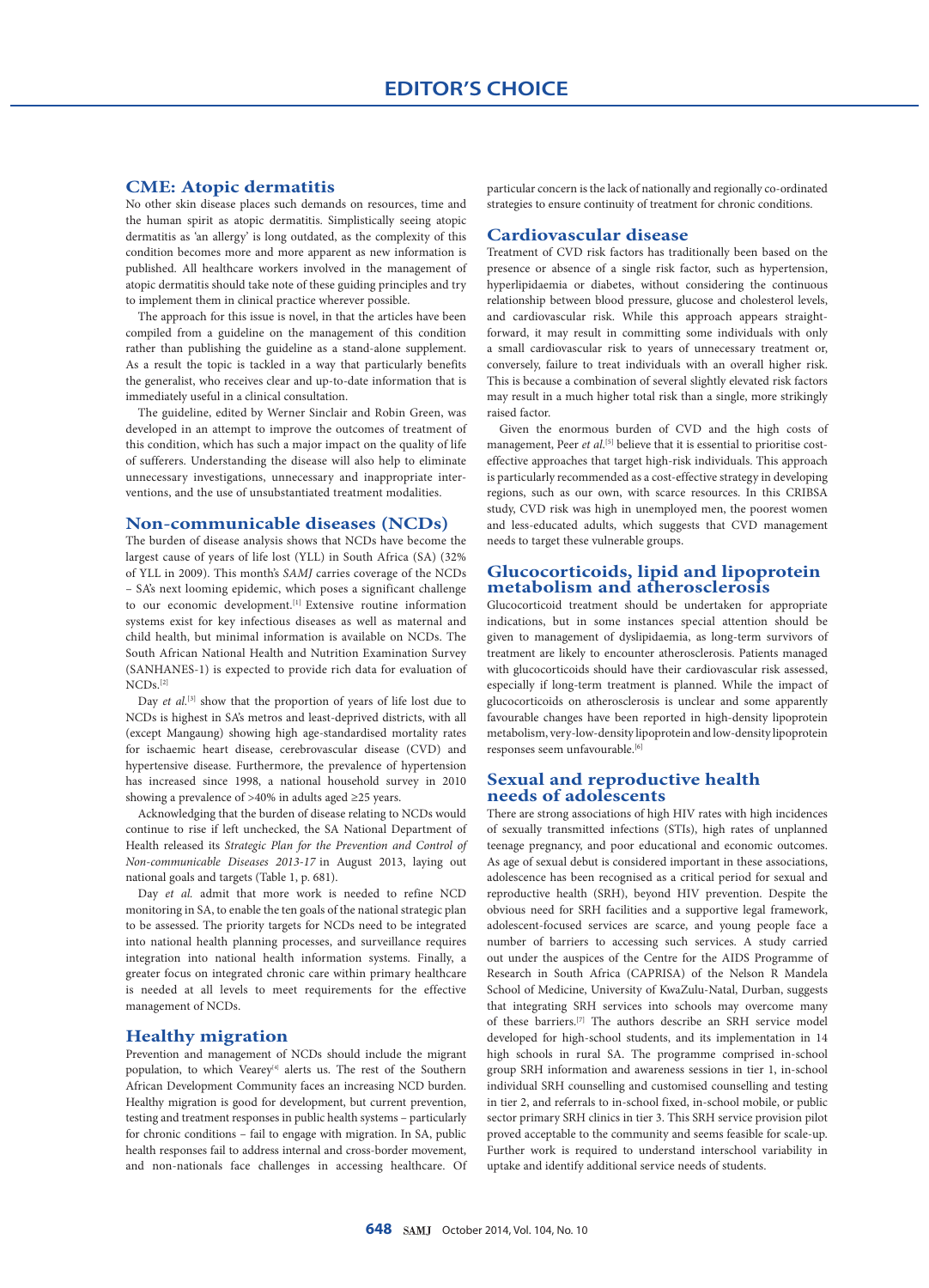# EDITOR'S CHOICE

## CME: Atopic dermatitis

No other skin disease places such demands on resources, time and the human spirit as atopic dermatitis. Simplistically seeing atopic dermatitis as 'an allergy' is long outdated, as the complexity of this condition becomes more and more apparent as new information is published. All healthcare workers involved in the management of atopic dermatitis should take note of these guiding principles and try to implement them in clinical practice wherever possible.

The approach for this issue is novel, in that the articles have been compiled from a guideline on the management of this condition rather than publishing the guideline as a stand-alone supplement. As a result the topic is tackled in a way that particularly benefits the generalist, who receives clear and up-to-date information that is immediately useful in a clinical consultation.

The guideline, edited by Werner Sinclair and Robin Green, was developed in an attempt to improve the outcomes of treatment of this condition, which has such a major impact on the quality of life of sufferers. Understanding the disease will also help to eliminate unnecessary investigations, unnecessary and inappropriate interventions, and the use of unsubstantiated treatment modalities.

## Non-communicable diseases (NCDs)

The burden of disease analysis shows that NCDs have become the largest cause of years of life lost (YLL) in South Africa (SA) (32% of YLL in 2009). This month's *SAMJ* carries coverage of the NCDs – SA's next looming epidemic, which poses a significant challenge to our economic development.[1] Extensive routine information systems exist for key infectious diseases as well as maternal and child health, but minimal information is available on NCDs. The South African National Health and Nutrition Examination Survey (SANHANES-1) is expected to provide rich data for evaluation of NCDs.[2]

Day *et al.*[3] show that the proportion of years of life lost due to NCDs is highest in SA's metros and least-deprived districts, with all (except Mangaung) showing high age-standardised mortality rates for ischaemic heart disease, cerebrovascular disease (CVD) and hypertensive disease. Furthermore, the prevalence of hypertension has increased since 1998, a national household survey in 2010 showing a prevalence of >40% in adults aged ≥25 years.

Acknowledging that the burden of disease relating to NCDs would continue to rise if left unchecked, the SA National Department of Health released its *Strategic Plan for the Prevention and Control of Non-communicable Diseases 2013-17* in August 2013, laying out national goals and targets (Table 1, p. 681).

Day *et al.* admit that more work is needed to refine NCD monitoring in SA, to enable the ten goals of the national strategic plan to be assessed. The priority targets for NCDs need to be integrated into national health planning processes, and surveillance requires integration into national health information systems. Finally, a greater focus on integrated chronic care within primary healthcare is needed at all levels to meet requirements for the effective management of NCDs.

## Healthy migration

Prevention and management of NCDs should include the migrant population, to which Vearey[4] alerts us. The rest of the Southern African Development Community faces an increasing NCD burden. Healthy migration is good for development, but current prevention, testing and treatment responses in public health systems – particularly for chronic conditions – fail to engage with migration. In SA, public health responses fail to address internal and cross-border movement, and non-nationals face challenges in accessing healthcare. Of particular concern is the lack of nationally and regionally co-ordinated strategies to ensure continuity of treatment for chronic conditions.

## Cardiovascular disease

Treatment of CVD risk factors has traditionally been based on the presence or absence of a single risk factor, such as hypertension, hyperlipidaemia or diabetes, without considering the continuous relationship between blood pressure, glucose and cholesterol levels, and cardiovascular risk. While this approach appears straightforward, it may result in committing some individuals with only a small cardiovascular risk to years of unnecessary treatment or, conversely, failure to treat individuals with an overall higher risk. This is because a combination of several slightly elevated risk factors may result in a much higher total risk than a single, more strikingly raised factor.

Given the enormous burden of CVD and the high costs of management, Peer *et al.*[5] believe that it is essential to prioritise cost-effective approaches that target high-risk individuals. This approach is particularly recommended as a cost-effective strategy in developing regions, such as our own, with scarce resources. In this CRIBSA study, CVD risk was high in unemployed men, the poorest women and less-educated adults, which suggests that CVD management needs to target these vulnerable groups.

## Glucocorticoids, lipid and lipoprotein metabolism and atherosclerosis

Glucocorticoid treatment should be undertaken for appropriate indications, but in some instances special attention should be given to management of dyslipidaemia, as long-term survivors of treatment are likely to encounter atherosclerosis. Patients managed with glucocorticoids should have their cardiovascular risk assessed, especially if long-term treatment is planned. While the impact of glucocorticoids on atherosclerosis is unclear and some apparently favourable changes have been reported in high-density lipoprotein metabolism, very-low-density lipoprotein and low-density lipoprotein responses seem unfavourable.[6]

## Sexual and reproductive health needs of adolescents

There are strong associations of high HIV rates with high incidences of sexually transmitted infections (STIs), high rates of unplanned teenage pregnancy, and poor educational and economic outcomes. As age of sexual debut is considered important in these associations, adolescence has been recognised as a critical period for sexual and reproductive health (SRH), beyond HIV prevention. Despite the obvious need for SRH facilities and a supportive legal framework, adolescent-focused services are scarce, and young people face a number of barriers to accessing such services. A study carried out under the auspices of the Centre for the AIDS Programme of Research in South Africa (CAPRISA) of the Nelson R Mandela School of Medicine, University of KwaZulu-Natal, Durban, suggests that integrating SRH services into schools may overcome many of these barriers.[7] The authors describe an SRH service model developed for high-school students, and its implementation in 14 high schools in rural SA. The programme comprised in-school group SRH information and awareness sessions in tier 1, in-school individual SRH counselling and customised counselling and testing in tier 2, and referrals to in-school fixed, in-school mobile, or public sector primary SRH clinics in tier 3. This SRH service provision pilot proved acceptable to the community and seems feasible for scale-up. Further work is required to understand interschool variability in uptake and identify additional service needs of students.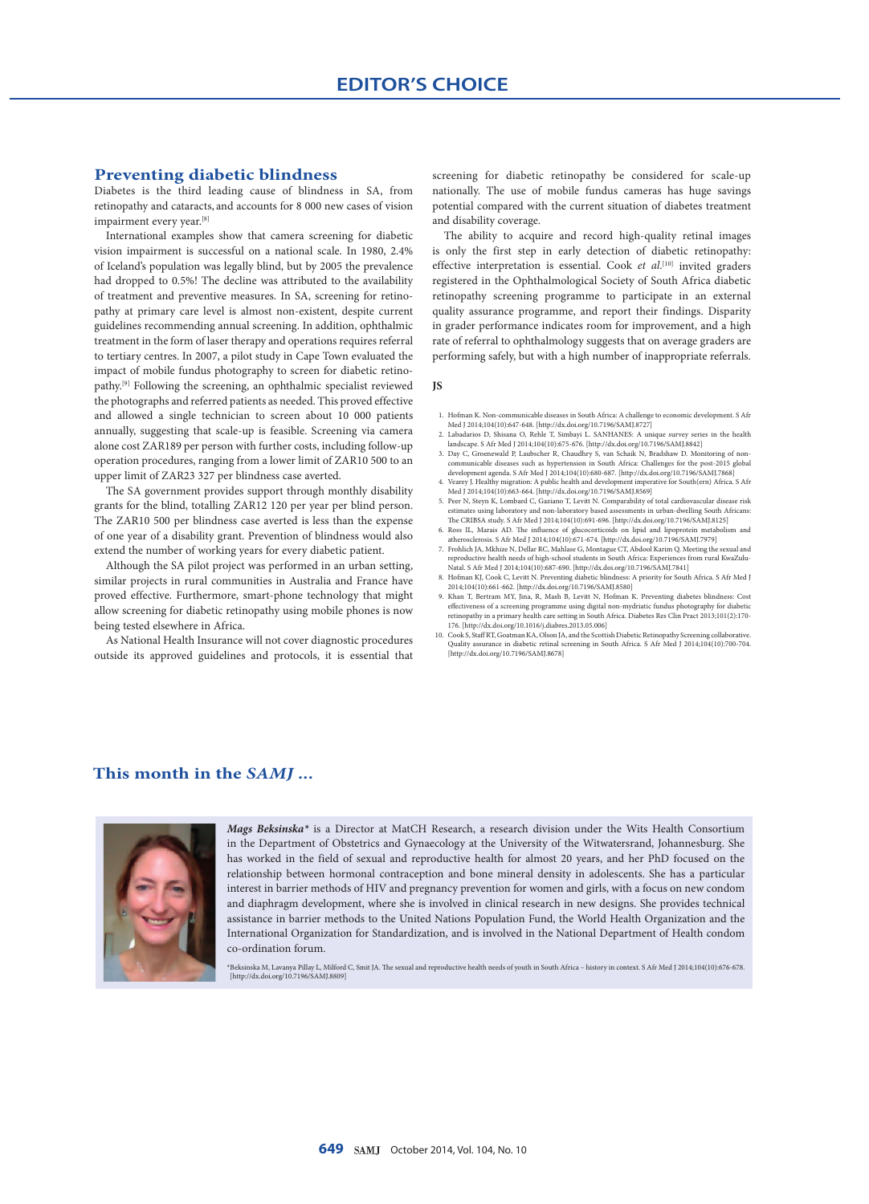# EDITOR'S CHOICE

## Preventing diabetic blindness

Diabetes is the third leading cause of blindness in SA, from retinopathy and cataracts, and accounts for 8 000 new cases of vision impairment every year.[8]

International examples show that camera screening for diabetic vision impairment is successful on a national scale. In 1980, 2.4% of Iceland's population was legally blind, but by 2005 the prevalence had dropped to 0.5%! The decline was attributed to the availability of treatment and preventive measures. In SA, screening for retinopathy at primary care level is almost non-existent, despite current guidelines recommending annual screening. In addition, ophthalmic treatment in the form of laser therapy and operations requires referral to tertiary centres. In 2007, a pilot study in Cape Town evaluated the impact of mobile fundus photography to screen for diabetic retinopathy.[9] Following the screening, an ophthalmic specialist reviewed the photographs and referred patients as needed. This proved effective and allowed a single technician to screen about 10 000 patients annually, suggesting that scale-up is feasible. Screening via camera alone cost ZAR189 per person with further costs, including follow-up operation procedures, ranging from a lower limit of ZAR10 500 to an upper limit of ZAR23 327 per blindness case averted.

The SA government provides support through monthly disability grants for the blind, totalling ZAR12 120 per year per blind person. The ZAR10 500 per blindness case averted is less than the expense of one year of a disability grant. Prevention of blindness would also extend the number of working years for every diabetic patient.

Although the SA pilot project was performed in an urban setting, similar projects in rural communities in Australia and France have proved effective. Furthermore, smart-phone technology that might allow screening for diabetic retinopathy using mobile phones is now being tested elsewhere in Africa.

As National Health Insurance will not cover diagnostic procedures outside its approved guidelines and protocols, it is essential that screening for diabetic retinopathy be considered for scale-up nationally. The use of mobile fundus cameras has huge savings potential compared with the current situation of diabetes treatment and disability coverage.

The ability to acquire and record high-quality retinal images is only the first step in early detection of diabetic retinopathy: effective interpretation is essential. Cook *et al.*[10] invited graders registered in the Ophthalmological Society of South Africa diabetic retinopathy screening programme to participate in an external quality assurance programme, and report their findings. Disparity in grader performance indicates room for improvement, and a high rate of referral to ophthalmology suggests that on average graders are performing safely, but with a high number of inappropriate referrals.

**JS**

1. Hofman K. Non-communicable diseases in South Africa: A challenge to economic development. S Afr Med J 2014;104(10):647-648. [http://dx.doi.org/10.7196/SAMJ.8727]
2. Labadarios D, Shisana O, Rehle T, Simbayi L. SANHANES: A unique survey series in the health landscape. S Afr Med J 2014;104(10):675-676. [http://dx.doi.org/10.7196/SAMJ.8842]
3. Day C, Groenewald P, Laubscher R, Chaudhry S, van Schaik N, Bradshaw D. Monitoring of non-communicable diseases such as hypertension in South Africa: Challenges for the post-2015 global development agenda. S Afr Med J 2014;104(10):680-687. [http://dx.doi.org/10.7196/SAMJ.7868]
4. Vearey J. Healthy migration: A public health and development imperative for South(ern) Africa. S Afr Med J 2014;104(10):663-664. [http://dx.doi.org/10.7196/SAMJ.8569]
5. Peer N, Steyn K, Lombard C, Gaziano T, Levitt N. Comparability of total cardiovascular disease risk estimates using laboratory and non-laboratory based assessments in urban-dwelling South Africans: The CRIBSA study. S Afr Med J 2014;104(10):691-696. [http://dx.doi.org/10.7196/SAMJ.8125]
6. Ross IL, Marais AD. The influence of glucocorticoids on lipid and lipoprotein metabolism and atherosclerosis. S Afr Med J 2014;104(10):671-674. [http://dx.doi.org/10.7196/SAMJ.7979]
7. Frohlich JA, Mkhize N, Dellar RC, Mahlase G, Montague CT, Abdool Karim Q. Meeting the sexual and reproductive health needs of high-school students in South Africa: Experiences from rural KwaZulu-Natal. S Afr Med J 2014;104(10):687-690. [http://dx.doi.org/10.7196/SAMJ.7841]
8. Hofman KJ, Cook C, Levitt N. Preventing diabetic blindness: A priority for South Africa. S Afr Med J 2014;104(10):661-662. [http://dx.doi.org/10.7196/SAMJ.8580]
9. Khan T, Bertram MY, Jina, R, Mash B, Levitt N, Hofman K. Preventing diabetes blindness: Cost effectiveness of a screening programme using digital non-mydriatic fundus photography for diabetic retinopathy in a primary health care setting in South Africa. Diabetes Res Clin Pract 2013;101(2):170-176. [http://dx.doi.org/10.1016/j.diabres.2013.05.006]
10. Cook S, Staff RT, Goatman KA, Olson JA, and the Scottish Diabetic Retinopathy Screening collaborative. Quality assurance in diabetic retinal screening in South Africa. S Afr Med J 2014;104(10):700-704. [http://dx.doi.org/10.7196/SAMJ.8678]

## This month in the *SAMJ* ...

***Mags Beksinska**** is a Director at MatCH Research, a research division under the Wits Health Consortium in the Department of Obstetrics and Gynaecology at the University of the Witwatersrand, Johannesburg. She has worked in the field of sexual and reproductive health for almost 20 years, and her PhD focused on the relationship between hormonal contraception and bone mineral density in adolescents. She has a particular interest in barrier methods of HIV and pregnancy prevention for women and girls, with a focus on new condom and diaphragm development, where she is involved in clinical research in new designs. She provides technical assistance in barrier methods to the United Nations Population Fund, the World Health Organization and the International Organization for Standardization, and is involved in the National Department of Health condom co-ordination forum.

*Beksinska M, Lavanya Pillay L, Milford C, Smit JA. The sexual and reproductive health needs of youth in South Africa – history in context. S Afr Med J 2014;104(10):676-678. [http://dx.doi.org/10.7196/SAMJ.8809]